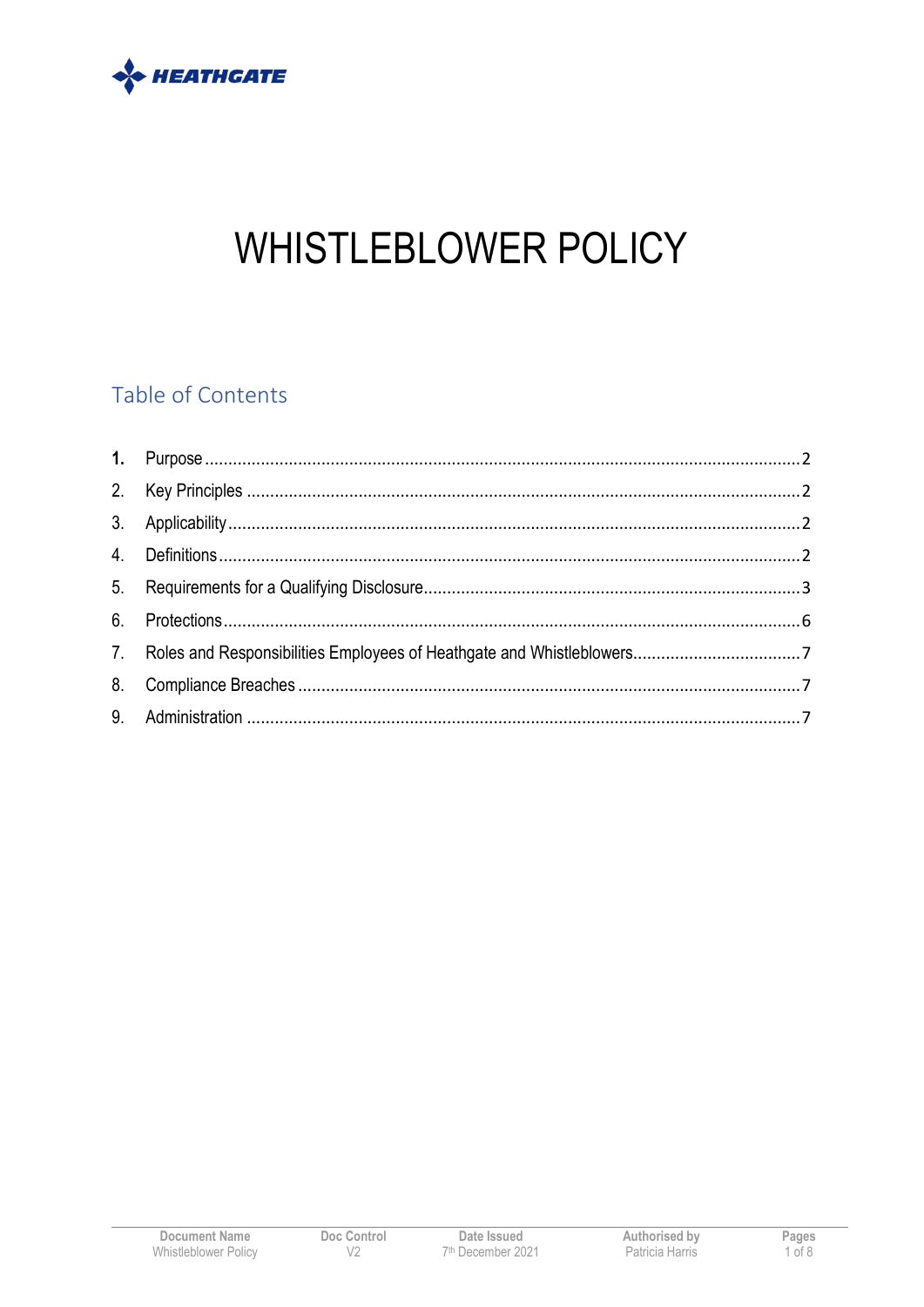HEATHGATE

# WHISTLEBLOWER POLICY

## Table of Contents

1. Purpose ........................................................................................................ 2
2. Key Principles ................................................................................................ 2
3. Applicability ................................................................................................... 2
4. Definitions ...................................................................................................... 2
5. Requirements for a Qualifying Disclosure ....................................................... 3
6. Protections ..................................................................................................... 6
7. Roles and Responsibilities Employees of Heathgate and Whistleblowers .......... 7
8. Compliance Breaches ..................................................................................... 7
9. Administration ................................................................................................ 7

| Document Name | Doc Control | Date Issued | Authorised by |
| --- | --- | --- | --- |
| Whistleblower Policy | V2 | 7th December 2021 | Patricia Harris |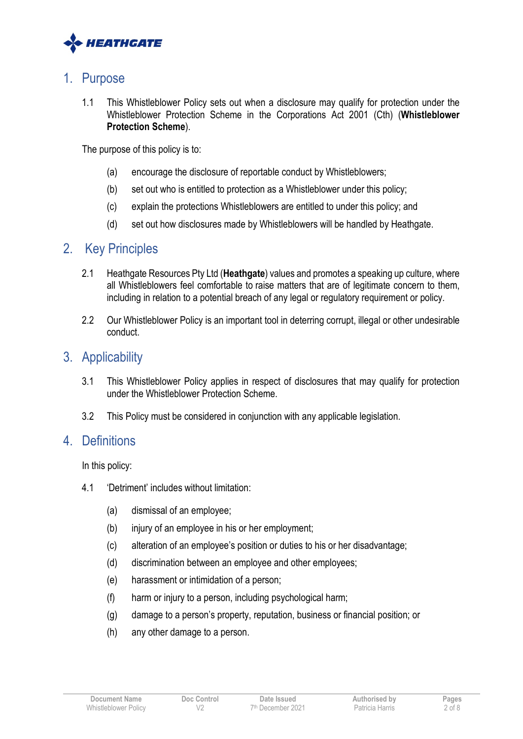## 1. Purpose

1.1 This Whistleblower Policy sets out when a disclosure may qualify for protection under the Whistleblower Protection Scheme in the Corporations Act 2001 (Cth) (**Whistleblower Protection Scheme**).

The purpose of this policy is to:

(a) encourage the disclosure of reportable conduct by Whistleblowers;

(b) set out who is entitled to protection as a Whistleblower under this policy;

(c) explain the protections Whistleblowers are entitled to under this policy; and

(d) set out how disclosures made by Whistleblowers will be handled by Heathgate.

## 2. Key Principles

2.1 Heathgate Resources Pty Ltd (**Heathgate**) values and promotes a speaking up culture, where all Whistleblowers feel comfortable to raise matters that are of legitimate concern to them, including in relation to a potential breach of any legal or regulatory requirement or policy.

2.2 Our Whistleblower Policy is an important tool in deterring corrupt, illegal or other undesirable conduct.

## 3. Applicability

3.1 This Whistleblower Policy applies in respect of disclosures that may qualify for protection under the Whistleblower Protection Scheme.

3.2 This Policy must be considered in conjunction with any applicable legislation.

## 4. Definitions

In this policy:

4.1 'Detriment' includes without limitation:

(a) dismissal of an employee;

(b) injury of an employee in his or her employment;

(c) alteration of an employee's position or duties to his or her disadvantage;

(d) discrimination between an employee and other employees;

(e) harassment or intimidation of a person;

(f) harm or injury to a person, including psychological harm;

(g) damage to a person's property, reputation, business or financial position; or

(h) any other damage to a person.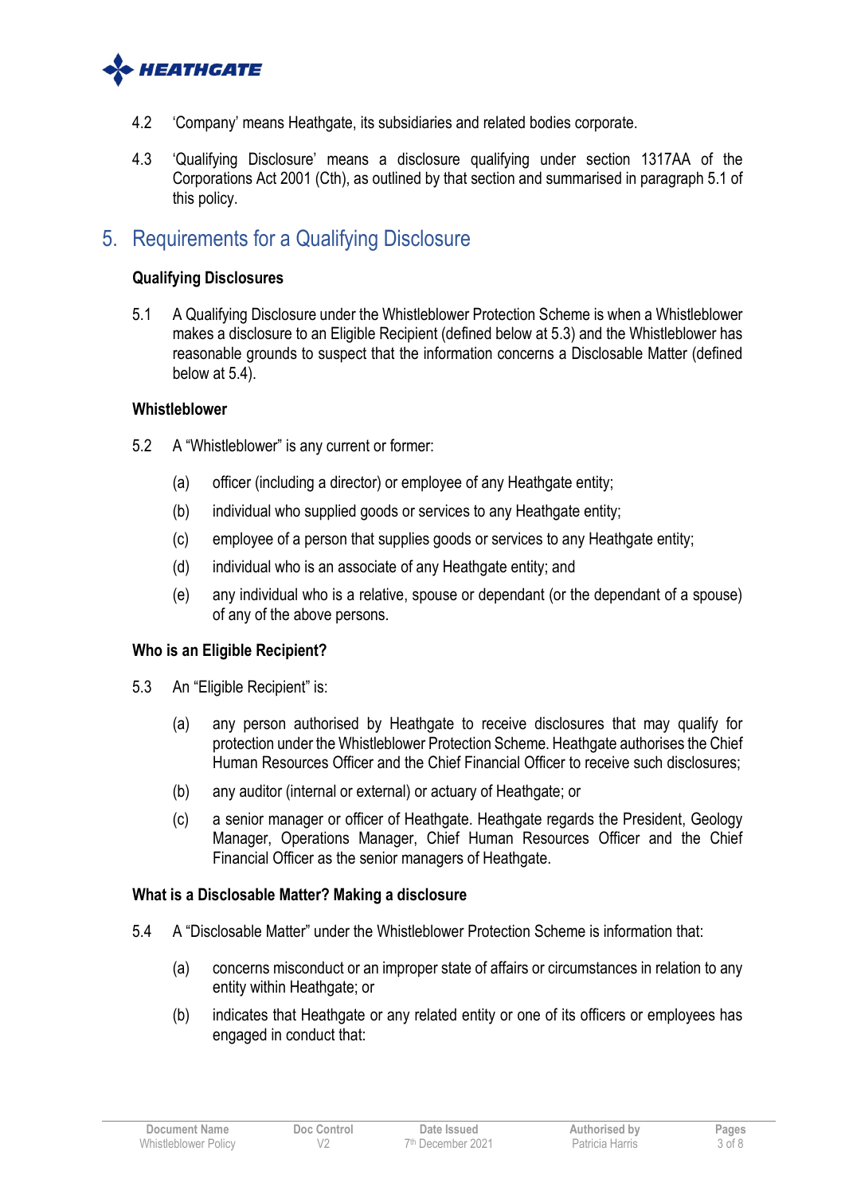4.2 'Company' means Heathgate, its subsidiaries and related bodies corporate.

4.3 'Qualifying Disclosure' means a disclosure qualifying under section 1317AA of the Corporations Act 2001 (Cth), as outlined by that section and summarised in paragraph 5.1 of this policy.

## 5. Requirements for a Qualifying Disclosure

**Qualifying Disclosures**

5.1 A Qualifying Disclosure under the Whistleblower Protection Scheme is when a Whistleblower makes a disclosure to an Eligible Recipient (defined below at 5.3) and the Whistleblower has reasonable grounds to suspect that the information concerns a Disclosable Matter (defined below at 5.4).

**Whistleblower**

5.2 A "Whistleblower" is any current or former:

(a) officer (including a director) or employee of any Heathgate entity;

(b) individual who supplied goods or services to any Heathgate entity;

(c) employee of a person that supplies goods or services to any Heathgate entity;

(d) individual who is an associate of any Heathgate entity; and

(e) any individual who is a relative, spouse or dependant (or the dependant of a spouse) of any of the above persons.

**Who is an Eligible Recipient?**

5.3 An "Eligible Recipient" is:

(a) any person authorised by Heathgate to receive disclosures that may qualify for protection under the Whistleblower Protection Scheme. Heathgate authorises the Chief Human Resources Officer and the Chief Financial Officer to receive such disclosures;

(b) any auditor (internal or external) or actuary of Heathgate; or

(c) a senior manager or officer of Heathgate. Heathgate regards the President, Geology Manager, Operations Manager, Chief Human Resources Officer and the Chief Financial Officer as the senior managers of Heathgate.

**What is a Disclosable Matter? Making a disclosure**

5.4 A "Disclosable Matter" under the Whistleblower Protection Scheme is information that:

(a) concerns misconduct or an improper state of affairs or circumstances in relation to any entity within Heathgate; or

(b) indicates that Heathgate or any related entity or one of its officers or employees has engaged in conduct that: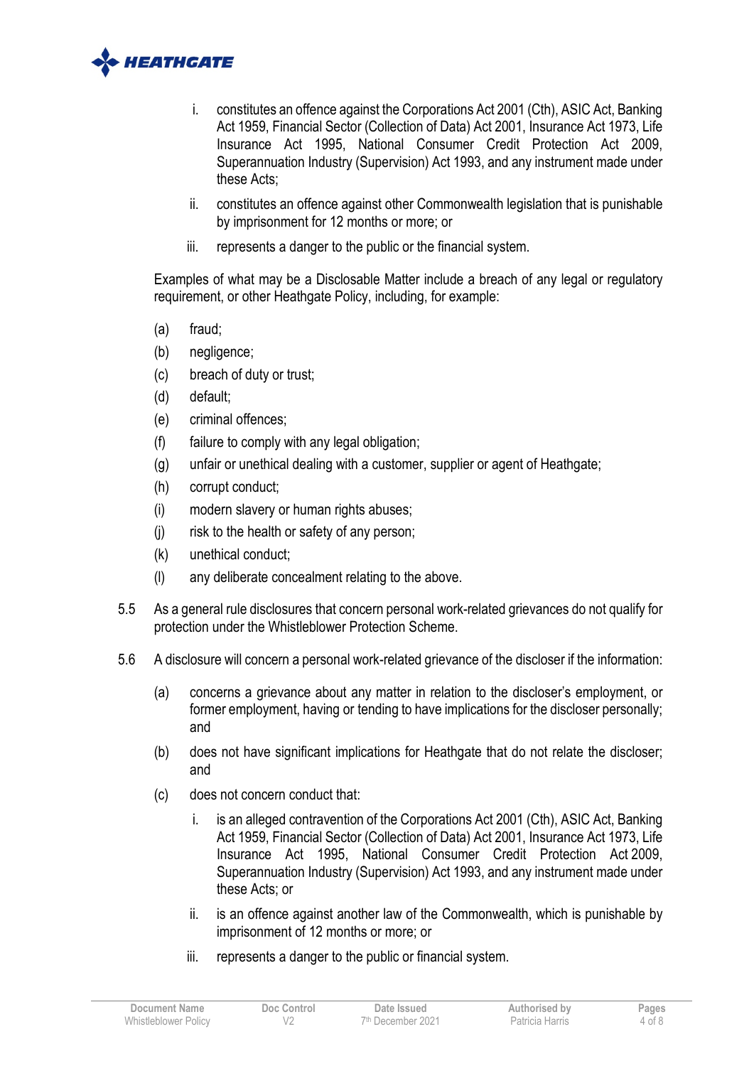i. constitutes an offence against the Corporations Act 2001 (Cth), ASIC Act, Banking Act 1959, Financial Sector (Collection of Data) Act 2001, Insurance Act 1973, Life Insurance Act 1995, National Consumer Credit Protection Act 2009, Superannuation Industry (Supervision) Act 1993, and any instrument made under these Acts;

   ii. constitutes an offence against other Commonwealth legislation that is punishable by imprisonment for 12 months or more; or

   iii. represents a danger to the public or the financial system.

Examples of what may be a Disclosable Matter include a breach of any legal or regulatory requirement, or other Heathgate Policy, including, for example:

(a) fraud;

(b) negligence;

(c) breach of duty or trust;

(d) default;

(e) criminal offences;

(f) failure to comply with any legal obligation;

(g) unfair or unethical dealing with a customer, supplier or agent of Heathgate;

(h) corrupt conduct;

(i) modern slavery or human rights abuses;

(j) risk to the health or safety of any person;

(k) unethical conduct;

(l) any deliberate concealment relating to the above.

5.5 As a general rule disclosures that concern personal work-related grievances do not qualify for protection under the Whistleblower Protection Scheme.

5.6 A disclosure will concern a personal work-related grievance of the discloser if the information:

(a) concerns a grievance about any matter in relation to the discloser's employment, or former employment, having or tending to have implications for the discloser personally; and

(b) does not have significant implications for Heathgate that do not relate the discloser; and

(c) does not concern conduct that:

   i. is an alleged contravention of the Corporations Act 2001 (Cth), ASIC Act, Banking Act 1959, Financial Sector (Collection of Data) Act 2001, Insurance Act 1973, Life Insurance Act 1995, National Consumer Credit Protection Act 2009, Superannuation Industry (Supervision) Act 1993, and any instrument made under these Acts; or

   ii. is an offence against another law of the Commonwealth, which is punishable by imprisonment of 12 months or more; or

   iii. represents a danger to the public or financial system.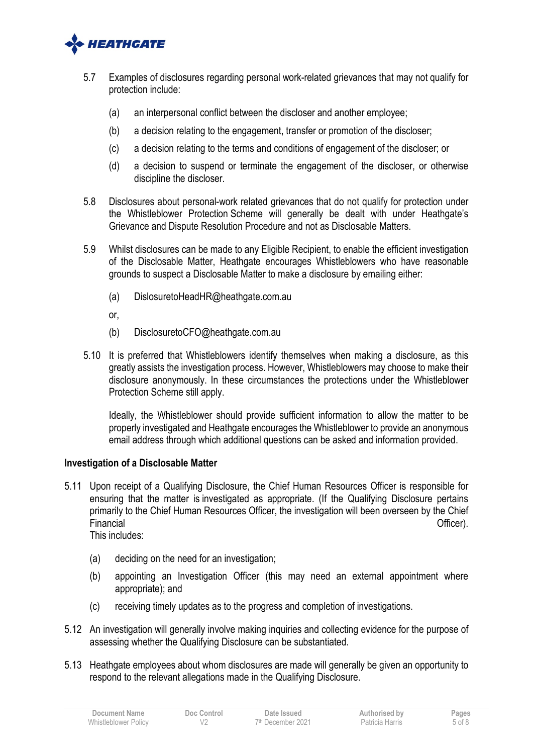5.7 Examples of disclosures regarding personal work-related grievances that may not qualify for protection include:

   (a) an interpersonal conflict between the discloser and another employee;

   (b) a decision relating to the engagement, transfer or promotion of the discloser;

   (c) a decision relating to the terms and conditions of engagement of the discloser; or

   (d) a decision to suspend or terminate the engagement of the discloser, or otherwise discipline the discloser.

5.8 Disclosures about personal-work related grievances that do not qualify for protection under the Whistleblower Protection Scheme will generally be dealt with under Heathgate's Grievance and Dispute Resolution Procedure and not as Disclosable Matters.

5.9 Whilst disclosures can be made to any Eligible Recipient, to enable the efficient investigation of the Disclosable Matter, Heathgate encourages Whistleblowers who have reasonable grounds to suspect a Disclosable Matter to make a disclosure by emailing either:

   (a) DislosuretoHeadHR@heathgate.com.au

   or,

   (b) DisclosuretoCFO@heathgate.com.au

5.10 It is preferred that Whistleblowers identify themselves when making a disclosure, as this greatly assists the investigation process. However, Whistleblowers may choose to make their disclosure anonymously. In these circumstances the protections under the Whistleblower Protection Scheme still apply.

   Ideally, the Whistleblower should provide sufficient information to allow the matter to be properly investigated and Heathgate encourages the Whistleblower to provide an anonymous email address through which additional questions can be asked and information provided.

**Investigation of a Disclosable Matter**

5.11 Upon receipt of a Qualifying Disclosure, the Chief Human Resources Officer is responsible for ensuring that the matter is investigated as appropriate. (If the Qualifying Disclosure pertains primarily to the Chief Human Resources Officer, the investigation will been overseen by the Chief Financial Officer).
   This includes:

   (a) deciding on the need for an investigation;

   (b) appointing an Investigation Officer (this may need an external appointment where appropriate); and

   (c) receiving timely updates as to the progress and completion of investigations.

5.12 An investigation will generally involve making inquiries and collecting evidence for the purpose of assessing whether the Qualifying Disclosure can be substantiated.

5.13 Heathgate employees about whom disclosures are made will generally be given an opportunity to respond to the relevant allegations made in the Qualifying Disclosure.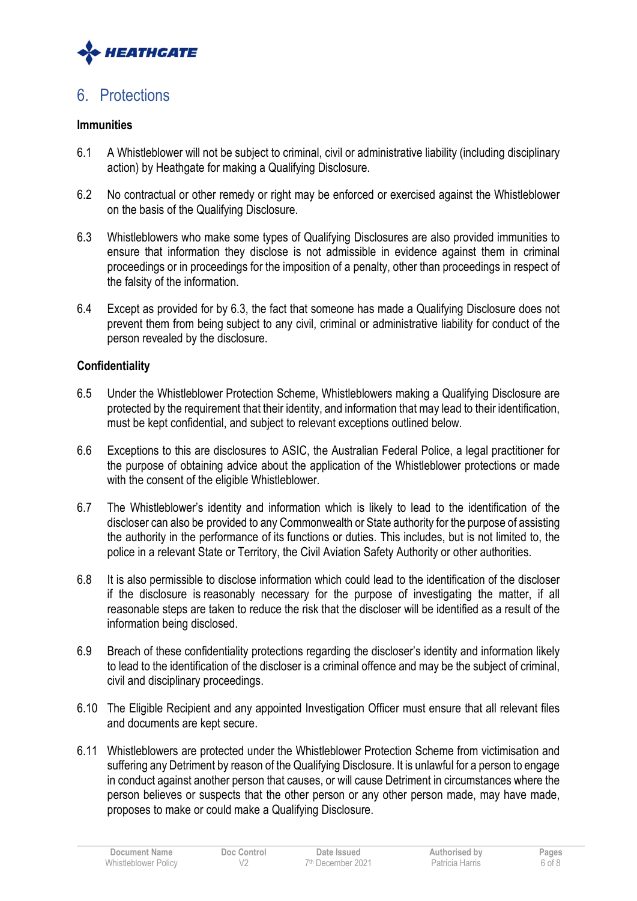## 6. Protections

### Immunities

6.1 A Whistleblower will not be subject to criminal, civil or administrative liability (including disciplinary action) by Heathgate for making a Qualifying Disclosure.

6.2 No contractual or other remedy or right may be enforced or exercised against the Whistleblower on the basis of the Qualifying Disclosure.

6.3 Whistleblowers who make some types of Qualifying Disclosures are also provided immunities to ensure that information they disclose is not admissible in evidence against them in criminal proceedings or in proceedings for the imposition of a penalty, other than proceedings in respect of the falsity of the information.

6.4 Except as provided for by 6.3, the fact that someone has made a Qualifying Disclosure does not prevent them from being subject to any civil, criminal or administrative liability for conduct of the person revealed by the disclosure.

### Confidentiality

6.5 Under the Whistleblower Protection Scheme, Whistleblowers making a Qualifying Disclosure are protected by the requirement that their identity, and information that may lead to their identification, must be kept confidential, and subject to relevant exceptions outlined below.

6.6 Exceptions to this are disclosures to ASIC, the Australian Federal Police, a legal practitioner for the purpose of obtaining advice about the application of the Whistleblower protections or made with the consent of the eligible Whistleblower.

6.7 The Whistleblower's identity and information which is likely to lead to the identification of the discloser can also be provided to any Commonwealth or State authority for the purpose of assisting the authority in the performance of its functions or duties. This includes, but is not limited to, the police in a relevant State or Territory, the Civil Aviation Safety Authority or other authorities.

6.8 It is also permissible to disclose information which could lead to the identification of the discloser if the disclosure is reasonably necessary for the purpose of investigating the matter, if all reasonable steps are taken to reduce the risk that the discloser will be identified as a result of the information being disclosed.

6.9 Breach of these confidentiality protections regarding the discloser's identity and information likely to lead to the identification of the discloser is a criminal offence and may be the subject of criminal, civil and disciplinary proceedings.

6.10 The Eligible Recipient and any appointed Investigation Officer must ensure that all relevant files and documents are kept secure.

6.11 Whistleblowers are protected under the Whistleblower Protection Scheme from victimisation and suffering any Detriment by reason of the Qualifying Disclosure. It is unlawful for a person to engage in conduct against another person that causes, or will cause Detriment in circumstances where the person believes or suspects that the other person or any other person made, may have made, proposes to make or could make a Qualifying Disclosure.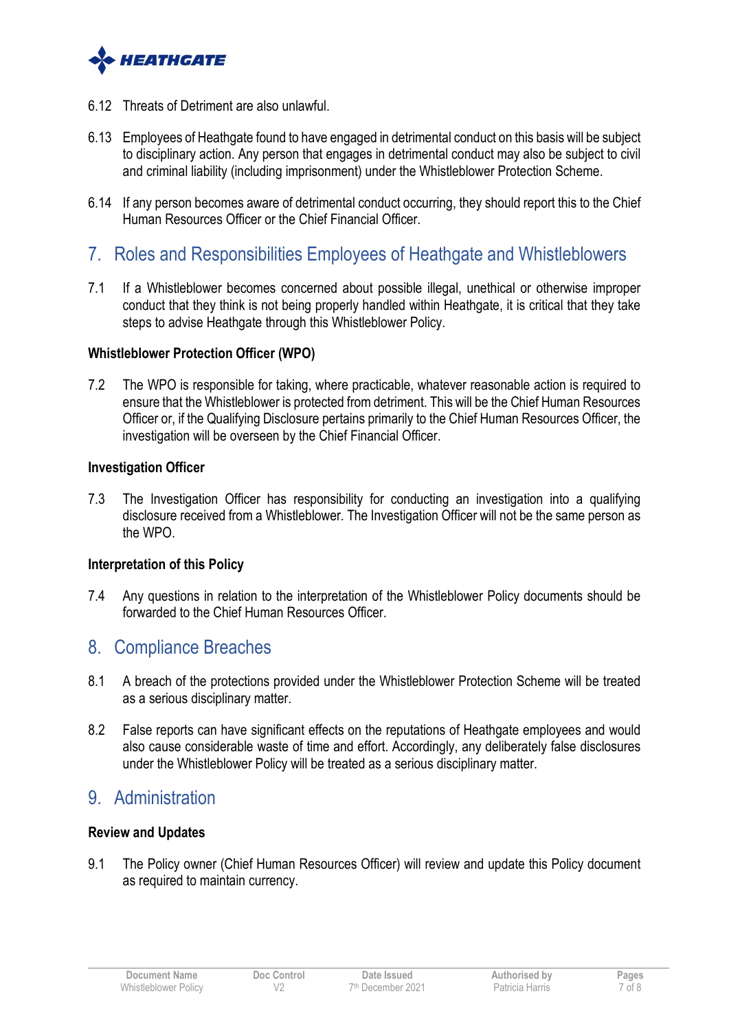6.12 Threats of Detriment are also unlawful.

6.13 Employees of Heathgate found to have engaged in detrimental conduct on this basis will be subject to disciplinary action. Any person that engages in detrimental conduct may also be subject to civil and criminal liability (including imprisonment) under the Whistleblower Protection Scheme.

6.14 If any person becomes aware of detrimental conduct occurring, they should report this to the Chief Human Resources Officer or the Chief Financial Officer.

## 7. Roles and Responsibilities Employees of Heathgate and Whistleblowers

7.1 If a Whistleblower becomes concerned about possible illegal, unethical or otherwise improper conduct that they think is not being properly handled within Heathgate, it is critical that they take steps to advise Heathgate through this Whistleblower Policy.

**Whistleblower Protection Officer (WPO)**

7.2 The WPO is responsible for taking, where practicable, whatever reasonable action is required to ensure that the Whistleblower is protected from detriment. This will be the Chief Human Resources Officer or, if the Qualifying Disclosure pertains primarily to the Chief Human Resources Officer, the investigation will be overseen by the Chief Financial Officer.

**Investigation Officer**

7.3 The Investigation Officer has responsibility for conducting an investigation into a qualifying disclosure received from a Whistleblower. The Investigation Officer will not be the same person as the WPO.

**Interpretation of this Policy**

7.4 Any questions in relation to the interpretation of the Whistleblower Policy documents should be forwarded to the Chief Human Resources Officer.

## 8. Compliance Breaches

8.1 A breach of the protections provided under the Whistleblower Protection Scheme will be treated as a serious disciplinary matter.

8.2 False reports can have significant effects on the reputations of Heathgate employees and would also cause considerable waste of time and effort. Accordingly, any deliberately false disclosures under the Whistleblower Policy will be treated as a serious disciplinary matter.

## 9. Administration

**Review and Updates**

9.1 The Policy owner (Chief Human Resources Officer) will review and update this Policy document as required to maintain currency.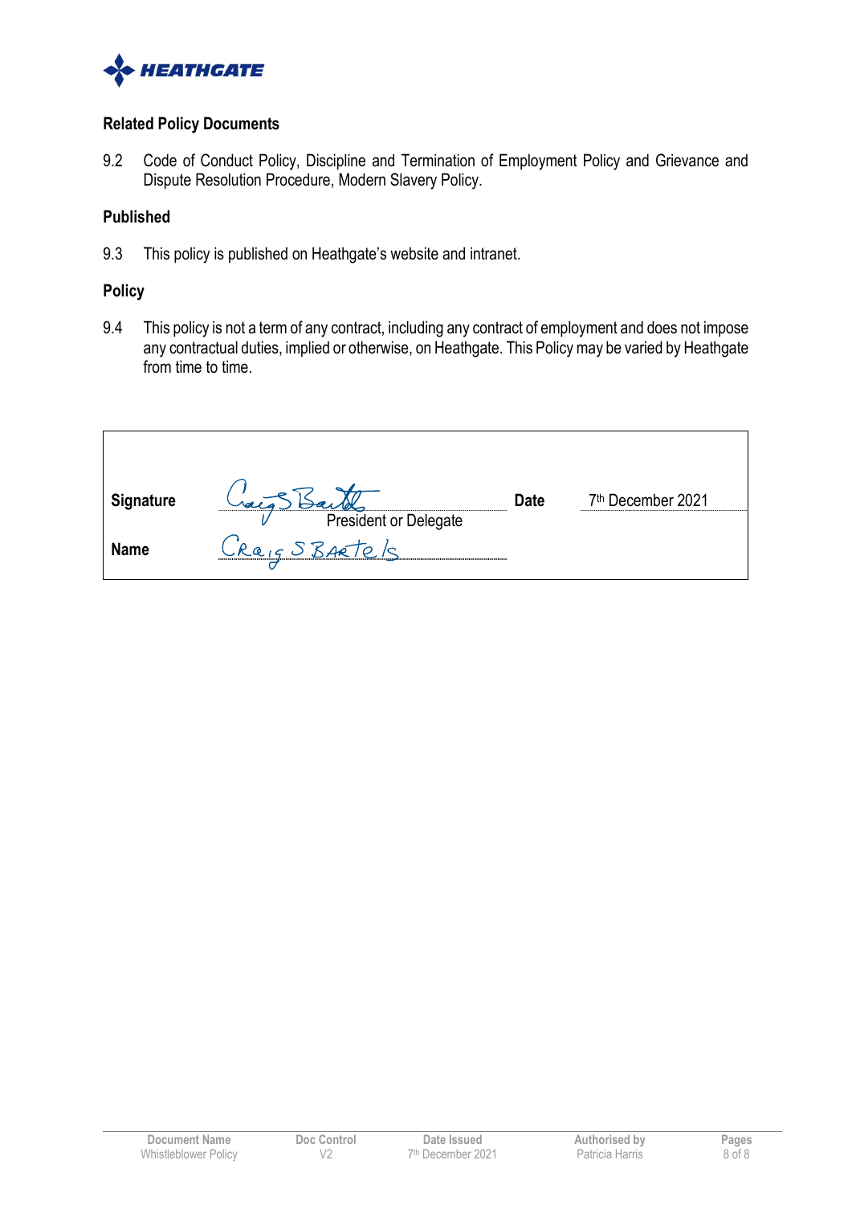### Related Policy Documents

9.2 Code of Conduct Policy, Discipline and Termination of Employment Policy and Grievance and Dispute Resolution Procedure, Modern Slavery Policy.

### Published

9.3 This policy is published on Heathgate's website and intranet.

### Policy

9.4 This policy is not a term of any contract, including any contract of employment and does not impose any contractual duties, implied or otherwise, on Heathgate. This Policy may be varied by Heathgate from time to time.

| | | | |
|---|---|---|---|
| **Signature** | Craig S Bartels<br>President or Delegate | **Date** | 7th December 2021 |
| **Name** | CRAIG S BARTELS | | |